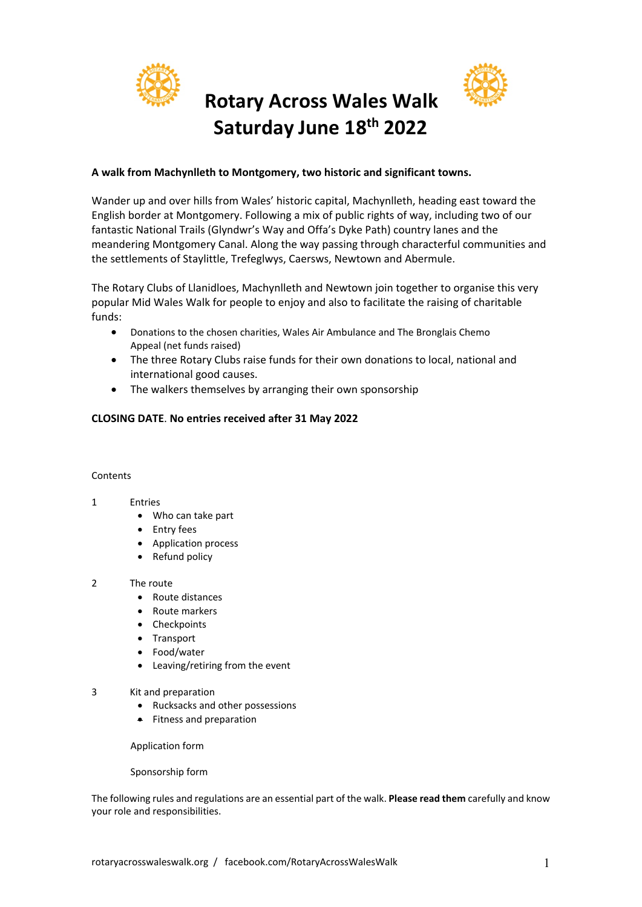# Rotary Across Wales Walk
# Saturday June 18th 2022

**A walk from Machynlleth to Montgomery, two historic and significant towns.**

Wander up and over hills from Wales' historic capital, Machynlleth, heading east toward the English border at Montgomery. Following a mix of public rights of way, including two of our fantastic National Trails (Glyndwr's Way and Offa's Dyke Path) country lanes and the meandering Montgomery Canal. Along the way passing through characterful communities and the settlements of Staylittle, Trefeglwys, Caersws, Newtown and Abermule.

The Rotary Clubs of Llanidloes, Machynlleth and Newtown join together to organise this very popular Mid Wales Walk for people to enjoy and also to facilitate the raising of charitable funds:

- Donations to the chosen charities, Wales Air Ambulance and The Bronglais Chemo Appeal (net funds raised)
- The three Rotary Clubs raise funds for their own donations to local, national and international good causes.
- The walkers themselves by arranging their own sponsorship

**CLOSING DATE. No entries received after 31 May 2022**

Contents

1. Entries
   - Who can take part
   - Entry fees
   - Application process
   - Refund policy

2. The route
   - Route distances
   - Route markers
   - Checkpoints
   - Transport
   - Food/water
   - Leaving/retiring from the event

3. Kit and preparation
   - Rucksacks and other possessions
   - Fitness and preparation

   Application form

   Sponsorship form

The following rules and regulations are an essential part of the walk. **Please read them** carefully and know your role and responsibilities.

rotaryacrosswaleswalk.org / facebook.com/RotaryAcrossWalesWalk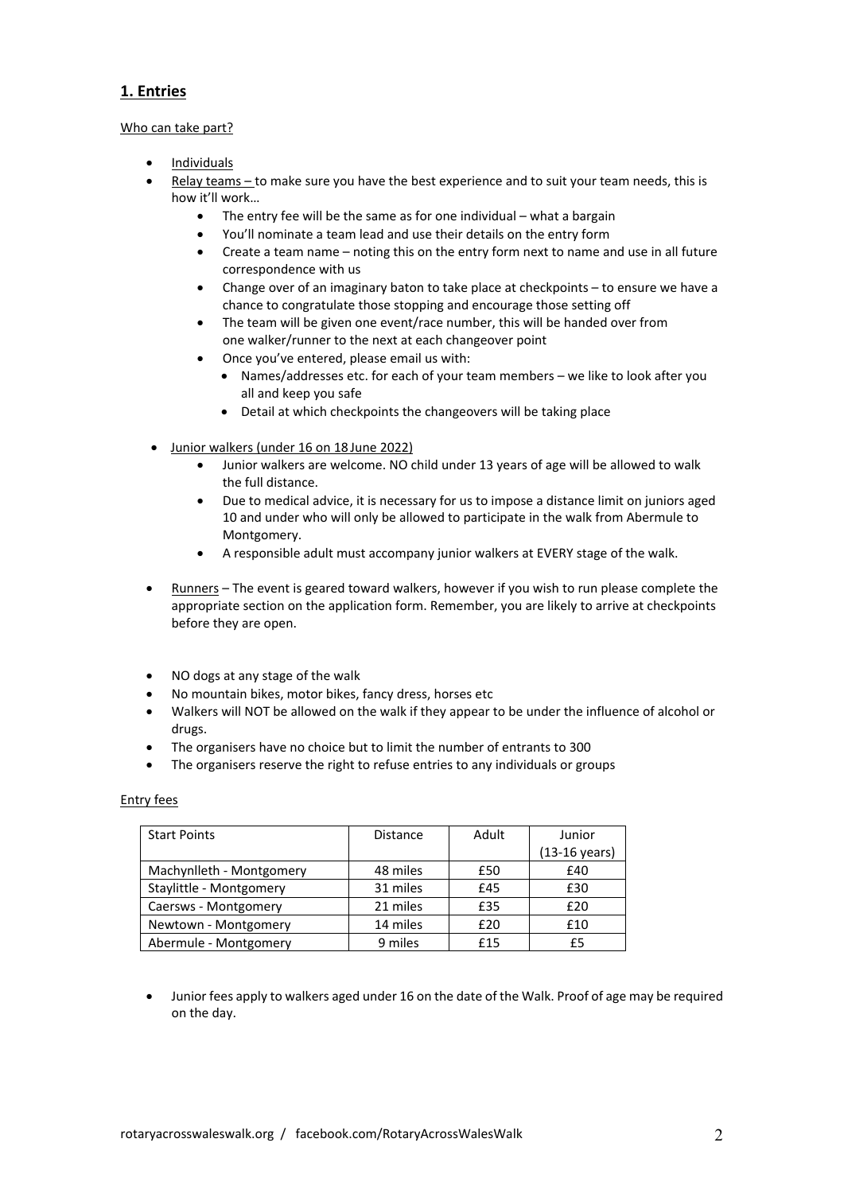## 1. Entries

Who can take part?

- Individuals
- Relay teams – to make sure you have the best experience and to suit your team needs, this is how it'll work…
    - The entry fee will be the same as for one individual – what a bargain
    - You'll nominate a team lead and use their details on the entry form
    - Create a team name – noting this on the entry form next to name and use in all future correspondence with us
    - Change over of an imaginary baton to take place at checkpoints – to ensure we have a chance to congratulate those stopping and encourage those setting off
    - The team will be given one event/race number, this will be handed over from one walker/runner to the next at each changeover point
    - Once you've entered, please email us with:
        - Names/addresses etc. for each of your team members – we like to look after you all and keep you safe
        - Detail at which checkpoints the changeovers will be taking place
- Junior walkers (under 16 on 18 June 2022)
    - Junior walkers are welcome. NO child under 13 years of age will be allowed to walk the full distance.
    - Due to medical advice, it is necessary for us to impose a distance limit on juniors aged 10 and under who will only be allowed to participate in the walk from Abermule to Montgomery.
    - A responsible adult must accompany junior walkers at EVERY stage of the walk.
- Runners – The event is geared toward walkers, however if you wish to run please complete the appropriate section on the application form. Remember, you are likely to arrive at checkpoints before they are open.

- NO dogs at any stage of the walk
- No mountain bikes, motor bikes, fancy dress, horses etc
- Walkers will NOT be allowed on the walk if they appear to be under the influence of alcohol or drugs.
- The organisers have no choice but to limit the number of entrants to 300
- The organisers reserve the right to refuse entries to any individuals or groups

Entry fees

| Start Points | Distance | Adult | Junior (13-16 years) |
|---|---|---|---|
| Machynlleth - Montgomery | 48 miles | £50 | £40 |
| Staylittle - Montgomery | 31 miles | £45 | £30 |
| Caersws - Montgomery | 21 miles | £35 | £20 |
| Newtown - Montgomery | 14 miles | £20 | £10 |
| Abermule - Montgomery | 9 miles | £15 | £5 |

- Junior fees apply to walkers aged under 16 on the date of the Walk. Proof of age may be required on the day.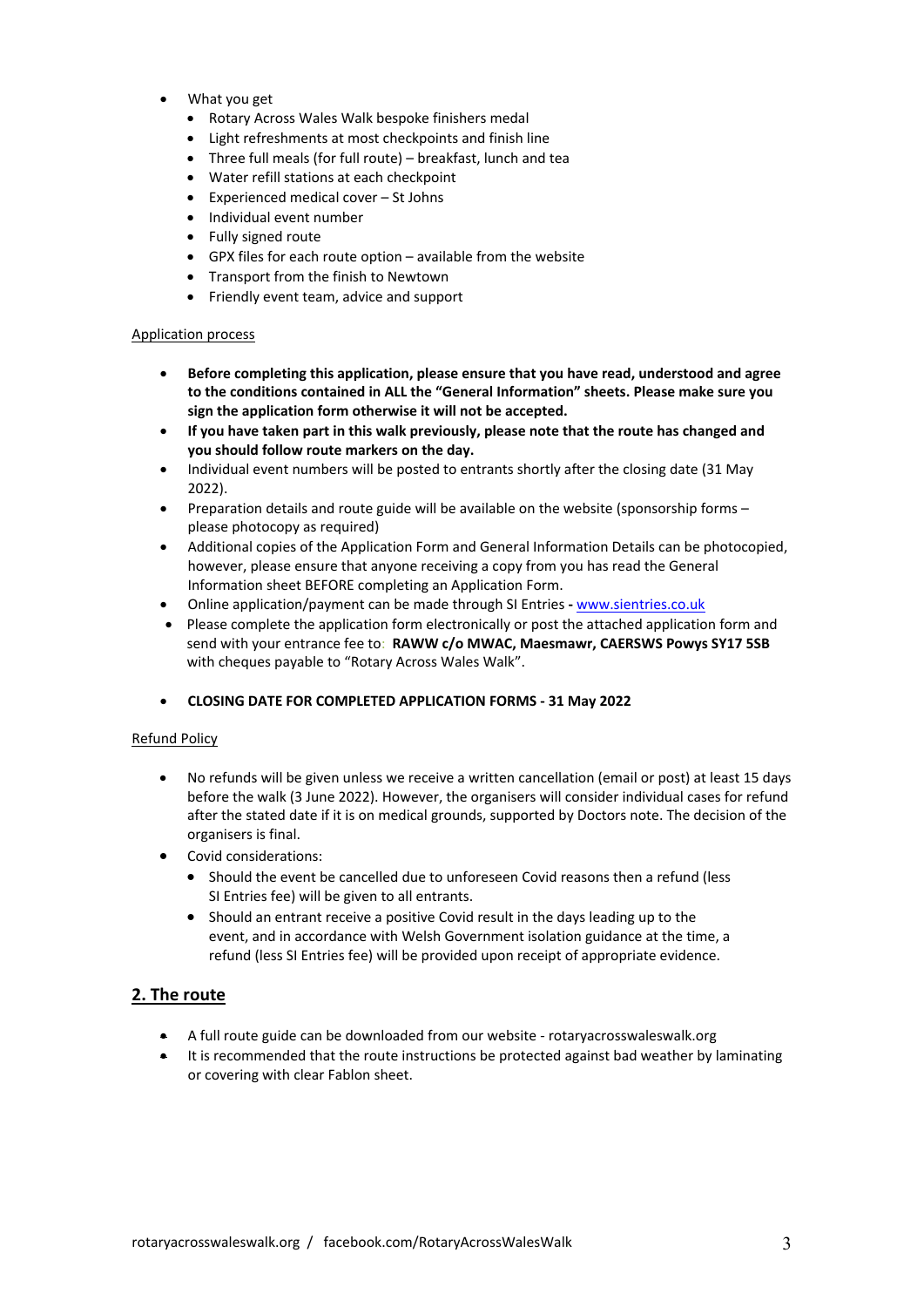- What you get
  - Rotary Across Wales Walk bespoke finishers medal
  - Light refreshments at most checkpoints and finish line
  - Three full meals (for full route) – breakfast, lunch and tea
  - Water refill stations at each checkpoint
  - Experienced medical cover – St Johns
  - Individual event number
  - Fully signed route
  - GPX files for each route option – available from the website
  - Transport from the finish to Newtown
  - Friendly event team, advice and support

Application process

- **Before completing this application, please ensure that you have read, understood and agree to the conditions contained in ALL the "General Information" sheets. Please make sure you sign the application form otherwise it will not be accepted.**
- **If you have taken part in this walk previously, please note that the route has changed and you should follow route markers on the day.**
- Individual event numbers will be posted to entrants shortly after the closing date (31 May 2022).
- Preparation details and route guide will be available on the website (sponsorship forms – please photocopy as required)
- Additional copies of the Application Form and General Information Details can be photocopied, however, please ensure that anyone receiving a copy from you has read the General Information sheet BEFORE completing an Application Form.
- Online application/payment can be made through SI Entries **-** [www.sientries.co.uk](http://www.sientries.co.uk)
- Please complete the application form electronically or post the attached application form and send with your entrance fee to: **RAWW c/o MWAC, Maesmawr, CAERSWS Powys SY17 5SB** with cheques payable to "Rotary Across Wales Walk".
- **CLOSING DATE FOR COMPLETED APPLICATION FORMS - 31 May 2022**

Refund Policy

- No refunds will be given unless we receive a written cancellation (email or post) at least 15 days before the walk (3 June 2022). However, the organisers will consider individual cases for refund after the stated date if it is on medical grounds, supported by Doctors note. The decision of the organisers is final.
- Covid considerations:
  - Should the event be cancelled due to unforeseen Covid reasons then a refund (less SI Entries fee) will be given to all entrants.
  - Should an entrant receive a positive Covid result in the days leading up to the event, and in accordance with Welsh Government isolation guidance at the time, a refund (less SI Entries fee) will be provided upon receipt of appropriate evidence.

## 2. The route

- A full route guide can be downloaded from our website - rotaryacrosswaleswalk.org
- It is recommended that the route instructions be protected against bad weather by laminating or covering with clear Fablon sheet.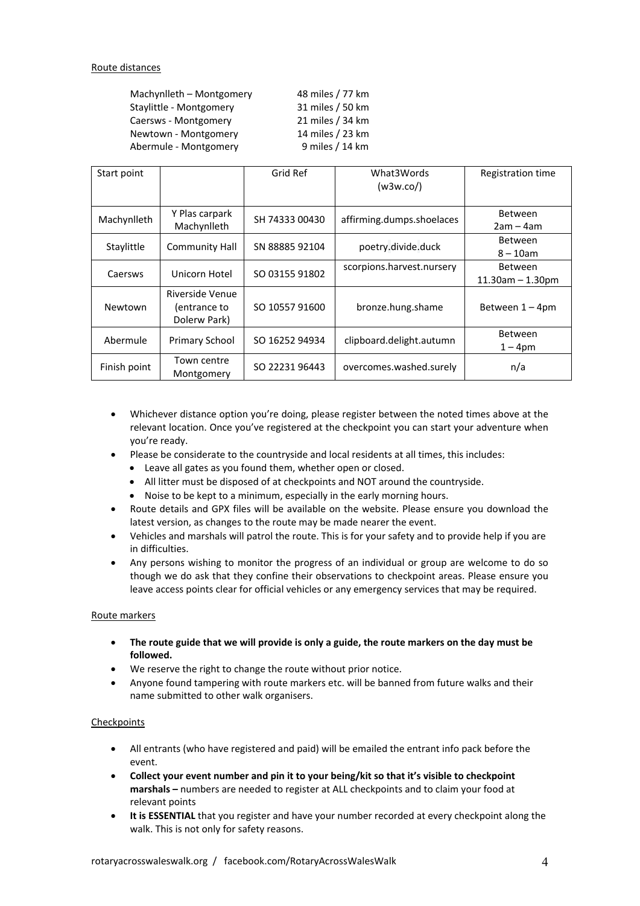Route distances

| | |
|---|---|
| Machynlleth – Montgomery | 48 miles / 77 km |
| Staylittle - Montgomery | 31 miles / 50 km |
| Caersws - Montgomery | 21 miles / 34 km |
| Newtown - Montgomery | 14 miles / 23 km |
| Abermule - Montgomery | 9 miles / 14 km |

| Start point | | Grid Ref | What3Words (w3w.co/) | Registration time |
|---|---|---|---|---|
| Machynlleth | Y Plas carpark Machynlleth | SH 74333 00430 | affirming.dumps.shoelaces | Between 2am – 4am |
| Staylittle | Community Hall | SN 88885 92104 | poetry.divide.duck | Between 8 – 10am |
| Caersws | Unicorn Hotel | SO 03155 91802 | scorpions.harvest.nursery | Between 11.30am – 1.30pm |
| Newtown | Riverside Venue (entrance to Dolerw Park) | SO 10557 91600 | bronze.hung.shame | Between 1 – 4pm |
| Abermule | Primary School | SO 16252 94934 | clipboard.delight.autumn | Between 1 – 4pm |
| Finish point | Town centre Montgomery | SO 22231 96443 | overcomes.washed.surely | n/a |

- Whichever distance option you're doing, please register between the noted times above at the relevant location. Once you've registered at the checkpoint you can start your adventure when you're ready.
- Please be considerate to the countryside and local residents at all times, this includes:
  - Leave all gates as you found them, whether open or closed.
  - All litter must be disposed of at checkpoints and NOT around the countryside.
  - Noise to be kept to a minimum, especially in the early morning hours.
- Route details and GPX files will be available on the website. Please ensure you download the latest version, as changes to the route may be made nearer the event.
- Vehicles and marshals will patrol the route. This is for your safety and to provide help if you are in difficulties.
- Any persons wishing to monitor the progress of an individual or group are welcome to do so though we do ask that they confine their observations to checkpoint areas. Please ensure you leave access points clear for official vehicles or any emergency services that may be required.

Route markers

- **The route guide that we will provide is only a guide, the route markers on the day must be followed.**
- We reserve the right to change the route without prior notice.
- Anyone found tampering with route markers etc. will be banned from future walks and their name submitted to other walk organisers.

Checkpoints

- All entrants (who have registered and paid) will be emailed the entrant info pack before the event.
- **Collect your event number and pin it to your being/kit so that it's visible to checkpoint marshals –** numbers are needed to register at ALL checkpoints and to claim your food at relevant points
- **It is ESSENTIAL** that you register and have your number recorded at every checkpoint along the walk. This is not only for safety reasons.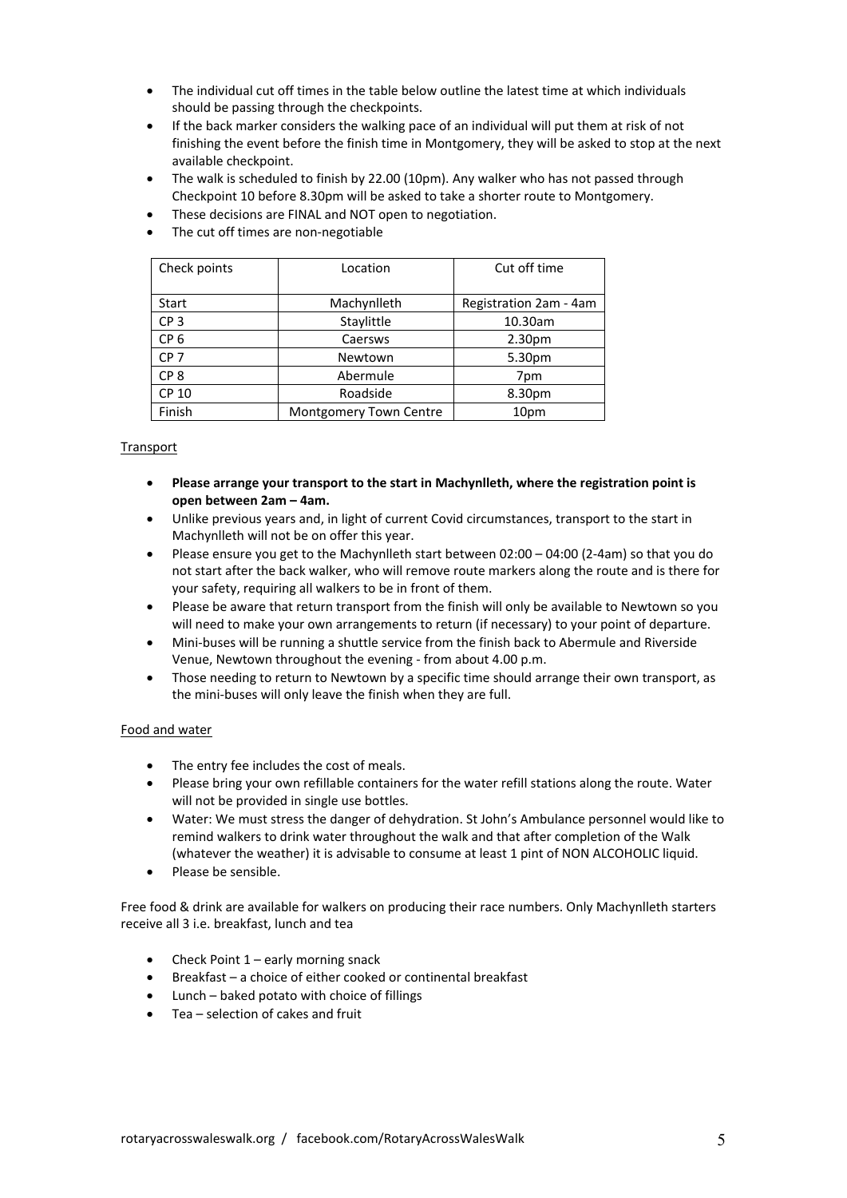- The individual cut off times in the table below outline the latest time at which individuals should be passing through the checkpoints.
- If the back marker considers the walking pace of an individual will put them at risk of not finishing the event before the finish time in Montgomery, they will be asked to stop at the next available checkpoint.
- The walk is scheduled to finish by 22.00 (10pm). Any walker who has not passed through Checkpoint 10 before 8.30pm will be asked to take a shorter route to Montgomery.
- These decisions are FINAL and NOT open to negotiation.
- The cut off times are non-negotiable

| Check points | Location | Cut off time |
|---|---|---|
| Start | Machynlleth | Registration 2am - 4am |
| CP 3 | Staylittle | 10.30am |
| CP 6 | Caersws | 2.30pm |
| CP 7 | Newtown | 5.30pm |
| CP 8 | Abermule | 7pm |
| CP 10 | Roadside | 8.30pm |
| Finish | Montgomery Town Centre | 10pm |

## Transport

- **Please arrange your transport to the start in Machynlleth, where the registration point is open between 2am – 4am.**
- Unlike previous years and, in light of current Covid circumstances, transport to the start in Machynlleth will not be on offer this year.
- Please ensure you get to the Machynlleth start between 02:00 – 04:00 (2-4am) so that you do not start after the back walker, who will remove route markers along the route and is there for your safety, requiring all walkers to be in front of them.
- Please be aware that return transport from the finish will only be available to Newtown so you will need to make your own arrangements to return (if necessary) to your point of departure.
- Mini-buses will be running a shuttle service from the finish back to Abermule and Riverside Venue, Newtown throughout the evening - from about 4.00 p.m.
- Those needing to return to Newtown by a specific time should arrange their own transport, as the mini-buses will only leave the finish when they are full.

## Food and water

- The entry fee includes the cost of meals.
- Please bring your own refillable containers for the water refill stations along the route. Water will not be provided in single use bottles.
- Water: We must stress the danger of dehydration. St John's Ambulance personnel would like to remind walkers to drink water throughout the walk and that after completion of the Walk (whatever the weather) it is advisable to consume at least 1 pint of NON ALCOHOLIC liquid.
- Please be sensible.

Free food & drink are available for walkers on producing their race numbers. Only Machynlleth starters receive all 3 i.e. breakfast, lunch and tea

- Check Point 1 – early morning snack
- Breakfast – a choice of either cooked or continental breakfast
- Lunch – baked potato with choice of fillings
- Tea – selection of cakes and fruit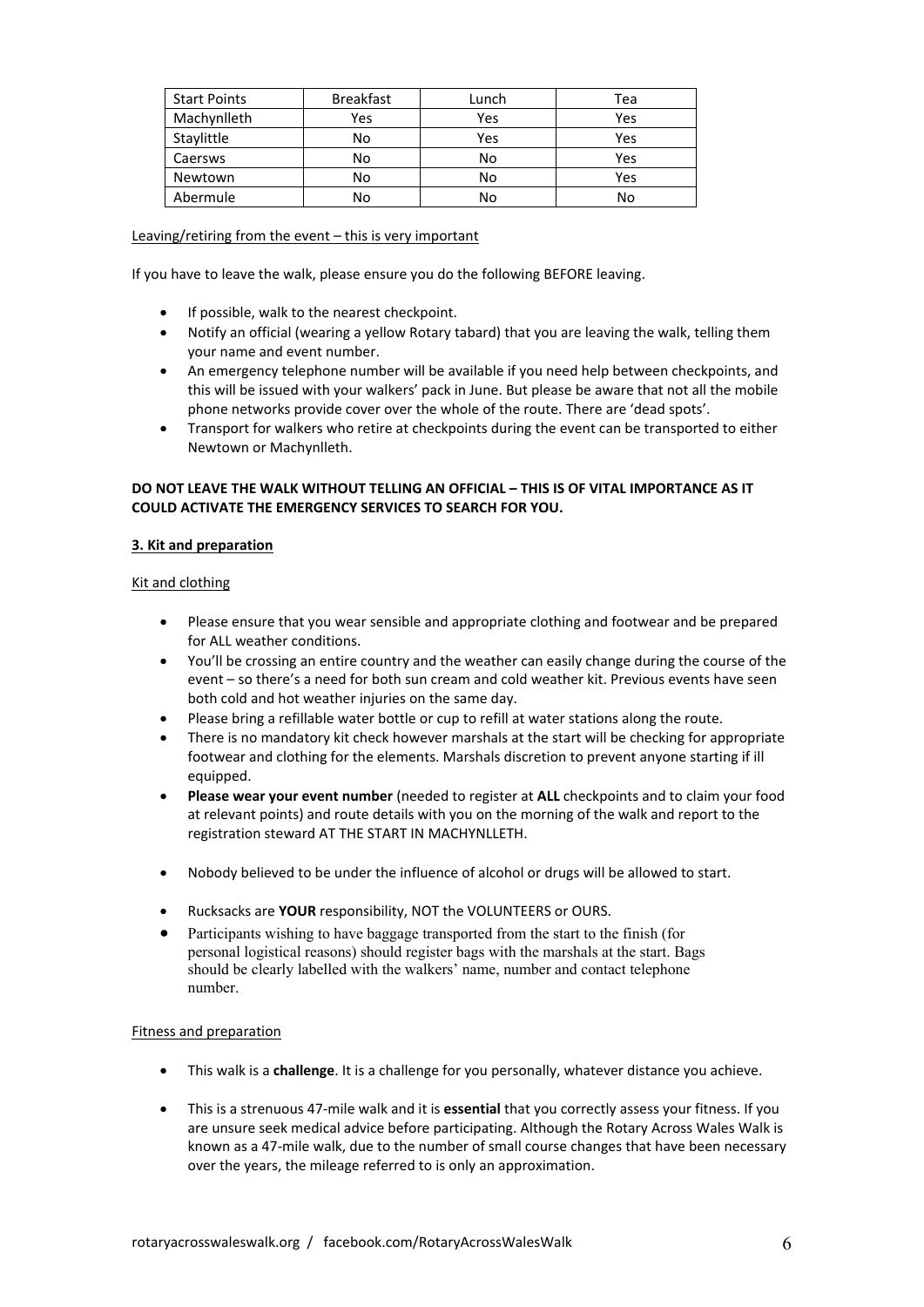| Start Points | Breakfast | Lunch | Tea |
|---|---|---|---|
| Machynlleth | Yes | Yes | Yes |
| Staylittle | No | Yes | Yes |
| Caersws | No | No | Yes |
| Newtown | No | No | Yes |
| Abermule | No | No | No |

Leaving/retiring from the event – this is very important

If you have to leave the walk, please ensure you do the following BEFORE leaving.

- If possible, walk to the nearest checkpoint.
- Notify an official (wearing a yellow Rotary tabard) that you are leaving the walk, telling them your name and event number.
- An emergency telephone number will be available if you need help between checkpoints, and this will be issued with your walkers' pack in June. But please be aware that not all the mobile phone networks provide cover over the whole of the route. There are 'dead spots'.
- Transport for walkers who retire at checkpoints during the event can be transported to either Newtown or Machynlleth.

**DO NOT LEAVE THE WALK WITHOUT TELLING AN OFFICIAL – THIS IS OF VITAL IMPORTANCE AS IT COULD ACTIVATE THE EMERGENCY SERVICES TO SEARCH FOR YOU.**

## 3. Kit and preparation

Kit and clothing

- Please ensure that you wear sensible and appropriate clothing and footwear and be prepared for ALL weather conditions.
- You'll be crossing an entire country and the weather can easily change during the course of the event – so there's a need for both sun cream and cold weather kit. Previous events have seen both cold and hot weather injuries on the same day.
- Please bring a refillable water bottle or cup to refill at water stations along the route.
- There is no mandatory kit check however marshals at the start will be checking for appropriate footwear and clothing for the elements. Marshals discretion to prevent anyone starting if ill equipped.
- **Please wear your event number** (needed to register at **ALL** checkpoints and to claim your food at relevant points) and route details with you on the morning of the walk and report to the registration steward AT THE START IN MACHYNLLETH.
- Nobody believed to be under the influence of alcohol or drugs will be allowed to start.
- Rucksacks are **YOUR** responsibility, NOT the VOLUNTEERS or OURS.
- Participants wishing to have baggage transported from the start to the finish (for personal logistical reasons) should register bags with the marshals at the start. Bags should be clearly labelled with the walkers' name, number and contact telephone number.

Fitness and preparation

- This walk is a **challenge**. It is a challenge for you personally, whatever distance you achieve.
- This is a strenuous 47-mile walk and it is **essential** that you correctly assess your fitness. If you are unsure seek medical advice before participating. Although the Rotary Across Wales Walk is known as a 47-mile walk, due to the number of small course changes that have been necessary over the years, the mileage referred to is only an approximation.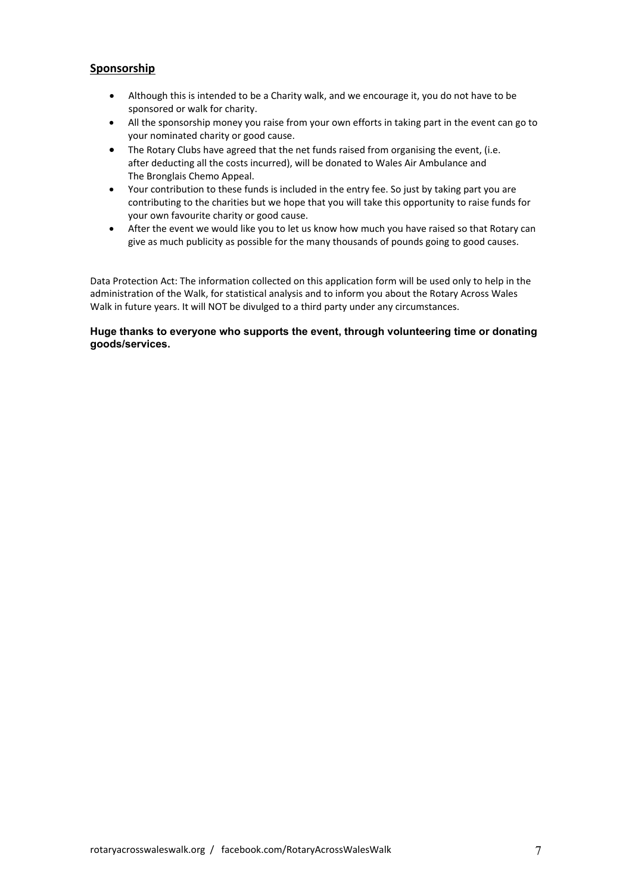## Sponsorship

- Although this is intended to be a Charity walk, and we encourage it, you do not have to be sponsored or walk for charity.
- All the sponsorship money you raise from your own efforts in taking part in the event can go to your nominated charity or good cause.
- The Rotary Clubs have agreed that the net funds raised from organising the event, (i.e. after deducting all the costs incurred), will be donated to Wales Air Ambulance and The Bronglais Chemo Appeal.
- Your contribution to these funds is included in the entry fee. So just by taking part you are contributing to the charities but we hope that you will take this opportunity to raise funds for your own favourite charity or good cause.
- After the event we would like you to let us know how much you have raised so that Rotary can give as much publicity as possible for the many thousands of pounds going to good causes.

Data Protection Act: The information collected on this application form will be used only to help in the administration of the Walk, for statistical analysis and to inform you about the Rotary Across Wales Walk in future years. It will NOT be divulged to a third party under any circumstances.

**Huge thanks to everyone who supports the event, through volunteering time or donating goods/services.**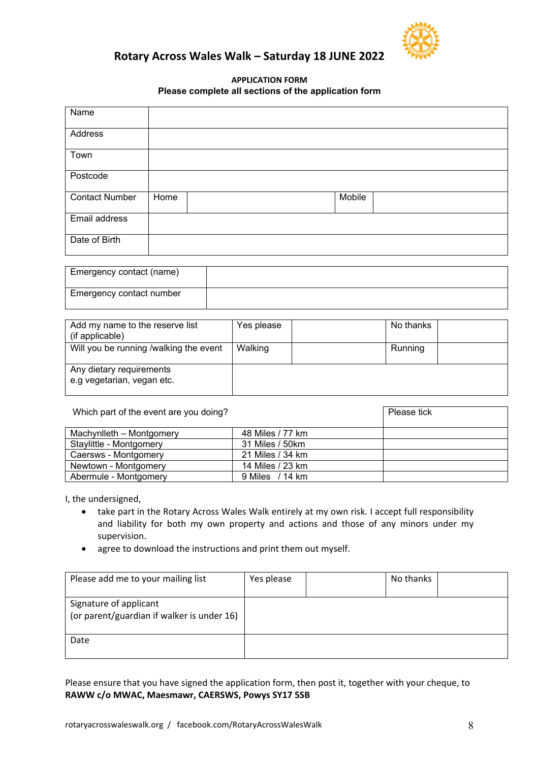# Rotary Across Wales Walk – Saturday 18 JUNE 2022

**APPLICATION FORM**

**Please complete all sections of the application form**

| Name | | | | |
|---|---|---|---|---|
| Address | | | | |
| Town | | | | |
| Postcode | | | | |
| Contact Number | Home | | Mobile | |
| Email address | | | | |
| Date of Birth | | | | |

| Emergency contact (name) | |
|---|---|
| Emergency contact number | |

| Add my name to the reserve list (if applicable) | Yes please | | No thanks | |
|---|---|---|---|---|
| Will you be running /walking the event | Walking | | Running | |
| Any dietary requirements e.g vegetarian, vegan etc. | | | | |

| Which part of the event are you doing? | | Please tick |
|---|---|---|
| Machynlleth – Montgomery | 48 Miles / 77 km | |
| Staylittle - Montgomery | 31 Miles / 50km | |
| Caersws - Montgomery | 21 Miles / 34 km | |
| Newtown - Montgomery | 14 Miles / 23 km | |
| Abermule - Montgomery | 9 Miles / 14 km | |

I, the undersigned,

- take part in the Rotary Across Wales Walk entirely at my own risk. I accept full responsibility and liability for both my own property and actions and those of any minors under my supervision.
- agree to download the instructions and print them out myself.

| Please add me to your mailing list | Yes please | | No thanks | |
|---|---|---|---|---|
| Signature of applicant (or parent/guardian if walker is under 16) | | | | |
| Date | | | | |

Please ensure that you have signed the application form, then post it, together with your cheque, to **RAWW c/o MWAC, Maesmawr, CAERSWS, Powys SY17 5SB**

rotaryacrosswaleswalk.org / facebook.com/RotaryAcrossWalesWalk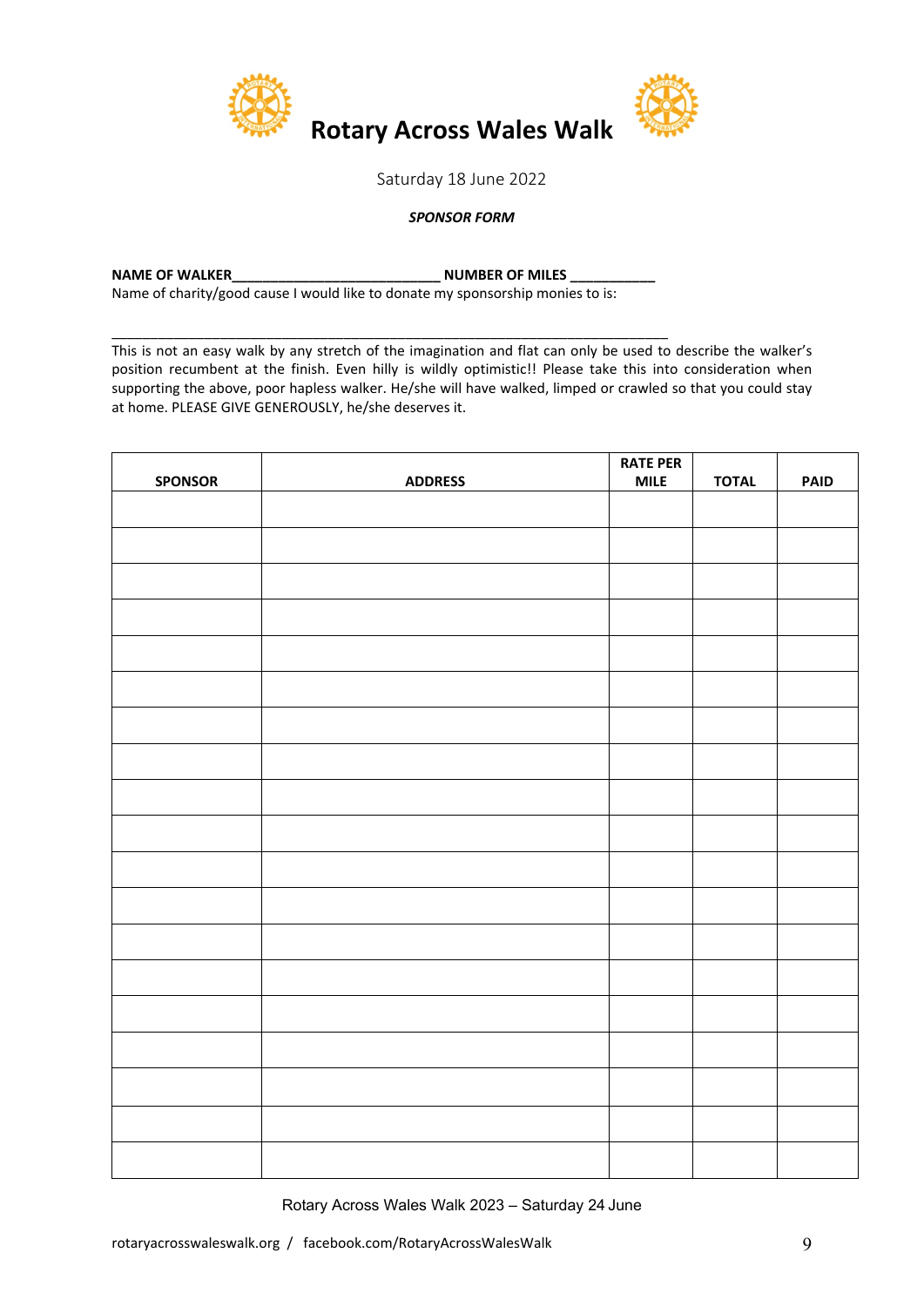# Rotary Across Wales Walk

Saturday 18 June 2022

***SPONSOR FORM***

**NAME OF WALKER**___________________________ **NUMBER OF MILES** ___________

Name of charity/good cause I would like to donate my sponsorship monies to is:

_____________________________________________________________________________

This is not an easy walk by any stretch of the imagination and flat can only be used to describe the walker's position recumbent at the finish. Even hilly is wildly optimistic!! Please take this into consideration when supporting the above, poor hapless walker. He/she will have walked, limped or crawled so that you could stay at home. PLEASE GIVE GENEROUSLY, he/she deserves it.

| SPONSOR | ADDRESS | RATE PER MILE | TOTAL | PAID |
|---|---|---|---|---|
| | | | | |
| | | | | |
| | | | | |
| | | | | |
| | | | | |
| | | | | |
| | | | | |
| | | | | |
| | | | | |
| | | | | |
| | | | | |
| | | | | |
| | | | | |
| | | | | |
| | | | | |
| | | | | |
| | | | | |
| | | | | |
| | | | | |

Rotary Across Wales Walk 2023 – Saturday 24 June

rotaryacrosswaleswalk.org / facebook.com/RotaryAcrossWalesWalk